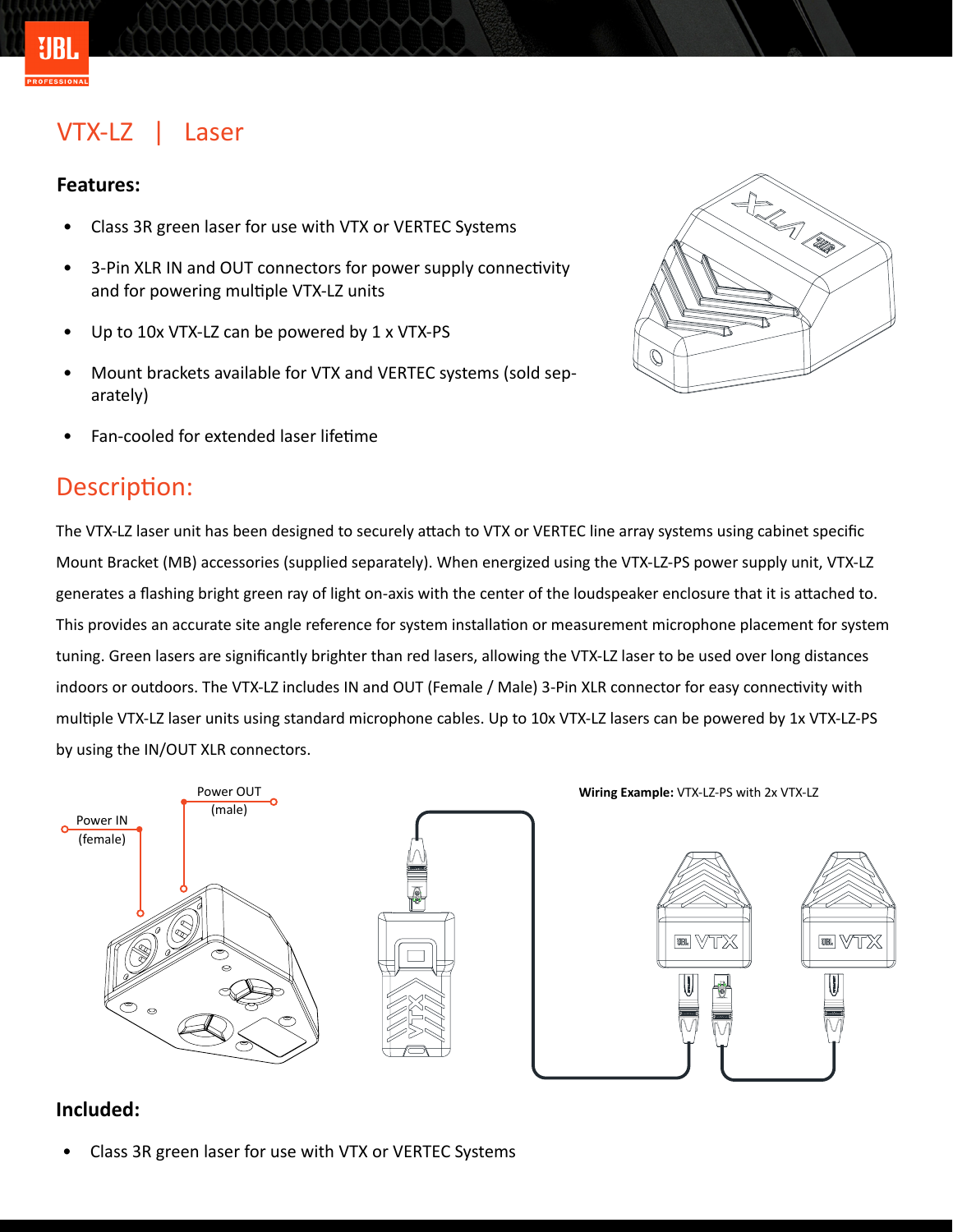# VTX-LZ | Laser

### Features:

- Class 3R green laser for use with VTX or VERTEC Systems
- 3-Pin XLR IN and OUT connectors for power supply connectivity and for powering multiple VTX-LZ units
- Up to 10x VTX-LZ can be powered by 1 x VTX-PS
- Mount brackets available for VTX and VERTEC systems (sold separately)
- Fan-cooled for extended laser lifetime

## Description:

The VTX-LZ laser unit has been designed to securely attach to VTX or VERTEC line array systems using cabinet specific Mount Bracket (MB) accessories (supplied separately). When energized using the VTX-LZ-PS power supply unit, VTX-LZ generates a flashing bright green ray of light on-axis with the center of the loudspeaker enclosure that it is attached to. This provides an accurate site angle reference for system installation or measurement microphone placement for system tuning. Green lasers are significantly brighter than red lasers, allowing the VTX-LZ laser to be used over long distances indoors or outdoors. The VTX-LZ includes IN and OUT (Female / Male) 3-Pin XLR connector for easy connectivity with multiple VTX-LZ laser units using standard microphone cables. Up to 10x VTX-LZ lasers can be powered by 1x VTX-LZ-PS by using the IN/OUT XLR connectors.

Power IN (female)

Power OUT (male)

**Wiring Example:** VTX-LZ-PS with 2x VTX-LZ

### Included:

- Class 3R green laser for use with VTX or VERTEC Systems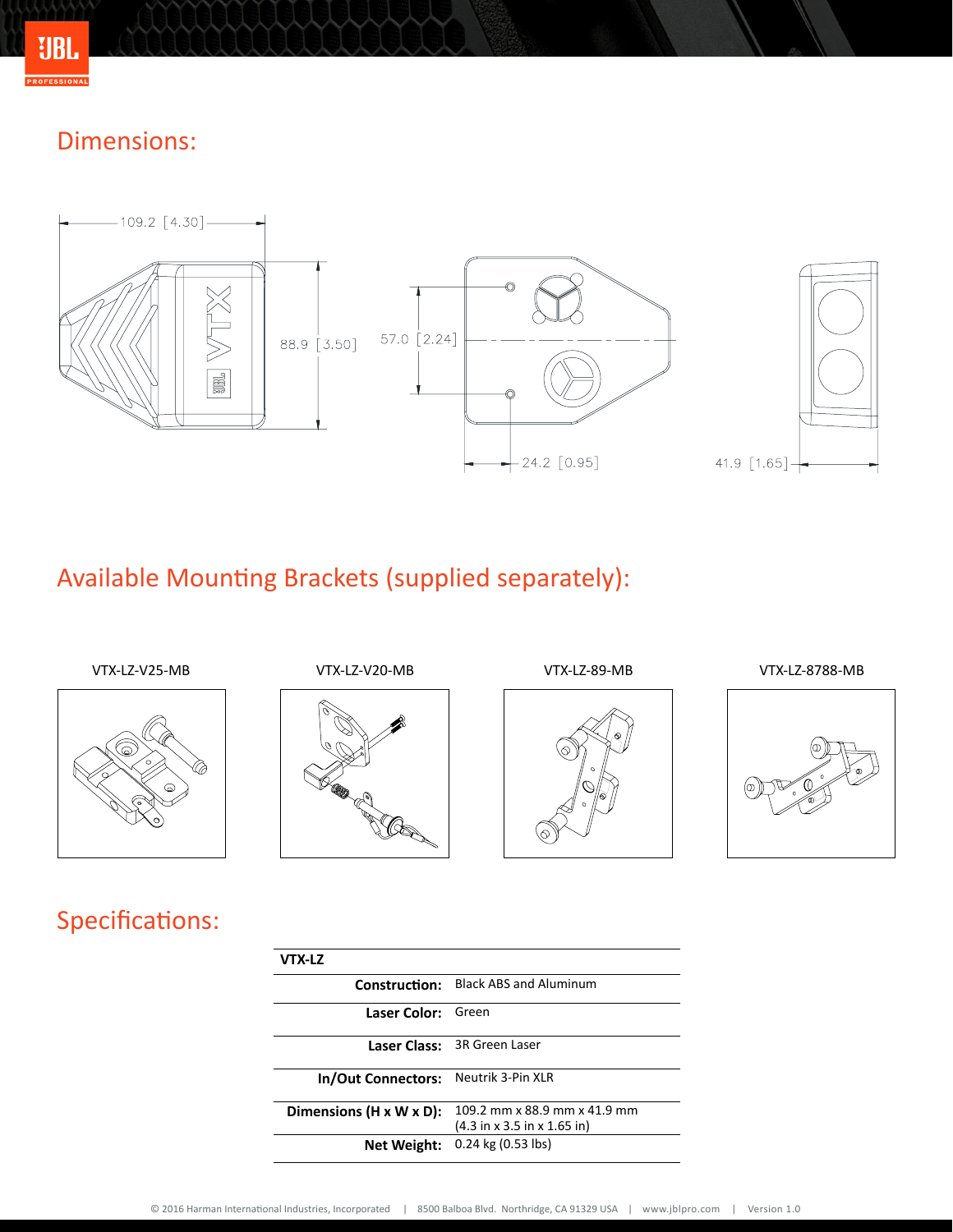## Dimensions:

109.2 [4.30]

88.9 [3.50]

57.0 [2.24]

24.2 [0.95]

41.9 [1.65]

## Available Mounting Brackets (supplied separately):

VTX-LZ-V25-MB

VTX-LZ-V20-MB

VTX-LZ-89-MB

VTX-LZ-8788-MB

## Specifications:

| VTX-LZ | |
|---|---|
| **Construction:** | Black ABS and Aluminum |
| **Laser Color:** | Green |
| **Laser Class:** | 3R Green Laser |
| **In/Out Connectors:** | Neutrik 3-Pin XLR |
| **Dimensions (H x W x D):** | 109.2 mm x 88.9 mm x 41.9 mm (4.3 in x 3.5 in x 1.65 in) |
| **Net Weight:** | 0.24 kg (0.53 lbs) |

© 2016 Harman International Industries, Incorporated | 8500 Balboa Blvd. Northridge, CA 91329 USA | www.jblpro.com | Version 1.0